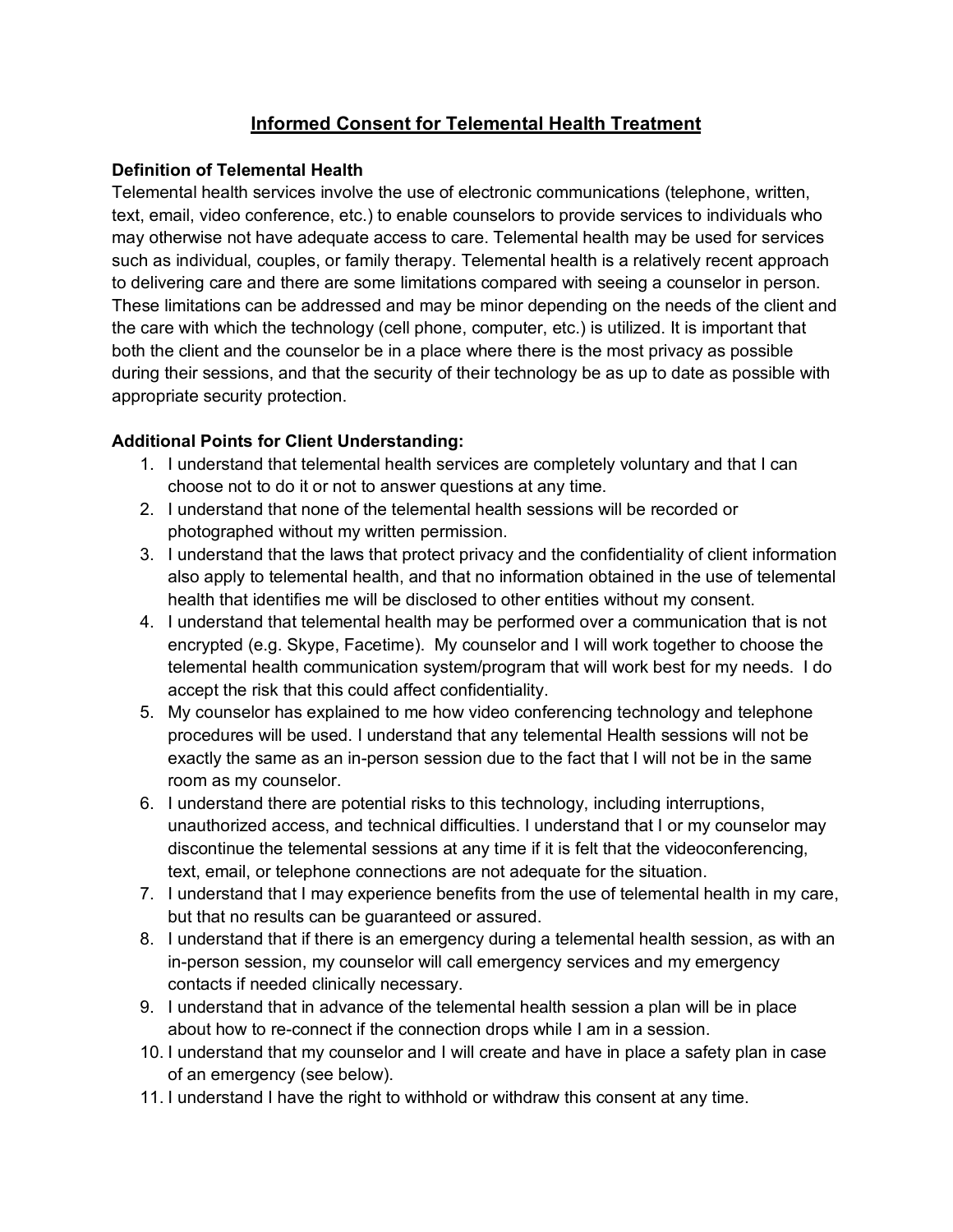# Informed Consent for Telemental Health Treatment

**Definition of Telemental Health**

Telemental health services involve the use of electronic communications (telephone, written, text, email, video conference, etc.) to enable counselors to provide services to individuals who may otherwise not have adequate access to care. Telemental health may be used for services such as individual, couples, or family therapy. Telemental health is a relatively recent approach to delivering care and there are some limitations compared with seeing a counselor in person. These limitations can be addressed and may be minor depending on the needs of the client and the care with which the technology (cell phone, computer, etc.) is utilized. It is important that both the client and the counselor be in a place where there is the most privacy as possible during their sessions, and that the security of their technology be as up to date as possible with appropriate security protection.

**Additional Points for Client Understanding:**

1. I understand that telemental health services are completely voluntary and that I can choose not to do it or not to answer questions at any time.
2. I understand that none of the telemental health sessions will be recorded or photographed without my written permission.
3. I understand that the laws that protect privacy and the confidentiality of client information also apply to telemental health, and that no information obtained in the use of telemental health that identifies me will be disclosed to other entities without my consent.
4. I understand that telemental health may be performed over a communication that is not encrypted (e.g. Skype, Facetime). My counselor and I will work together to choose the telemental health communication system/program that will work best for my needs. I do accept the risk that this could affect confidentiality.
5. My counselor has explained to me how video conferencing technology and telephone procedures will be used. I understand that any telemental Health sessions will not be exactly the same as an in-person session due to the fact that I will not be in the same room as my counselor.
6. I understand there are potential risks to this technology, including interruptions, unauthorized access, and technical difficulties. I understand that I or my counselor may discontinue the telemental sessions at any time if it is felt that the videoconferencing, text, email, or telephone connections are not adequate for the situation.
7. I understand that I may experience benefits from the use of telemental health in my care, but that no results can be guaranteed or assured.
8. I understand that if there is an emergency during a telemental health session, as with an in-person session, my counselor will call emergency services and my emergency contacts if needed clinically necessary.
9. I understand that in advance of the telemental health session a plan will be in place about how to re-connect if the connection drops while I am in a session.
10. I understand that my counselor and I will create and have in place a safety plan in case of an emergency (see below).
11. I understand I have the right to withhold or withdraw this consent at any time.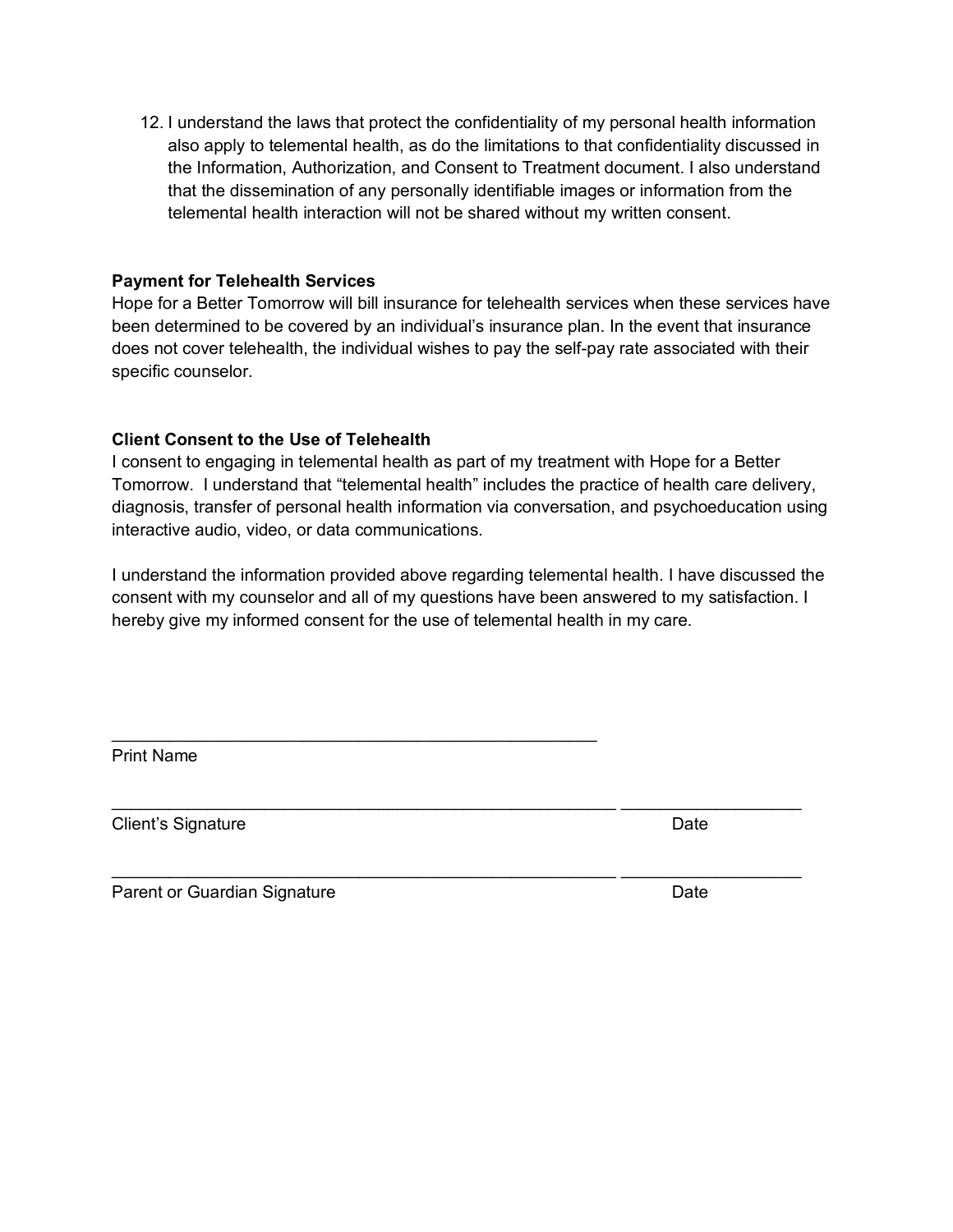12. I understand the laws that protect the confidentiality of my personal health information also apply to telemental health, as do the limitations to that confidentiality discussed in the Information, Authorization, and Consent to Treatment document. I also understand that the dissemination of any personally identifiable images or information from the telemental health interaction will not be shared without my written consent.

**Payment for Telehealth Services**

Hope for a Better Tomorrow will bill insurance for telehealth services when these services have been determined to be covered by an individual's insurance plan. In the event that insurance does not cover telehealth, the individual wishes to pay the self-pay rate associated with their specific counselor.

**Client Consent to the Use of Telehealth**

I consent to engaging in telemental health as part of my treatment with Hope for a Better Tomorrow. I understand that "telemental health" includes the practice of health care delivery, diagnosis, transfer of personal health information via conversation, and psychoeducation using interactive audio, video, or data communications.

I understand the information provided above regarding telemental health. I have discussed the consent with my counselor and all of my questions have been answered to my satisfaction. I hereby give my informed consent for the use of telemental health in my care.

_____________________________________________________

Print Name

_______________________________________________________ ____________________

Client's Signature Date

_______________________________________________________ ____________________

Parent or Guardian Signature Date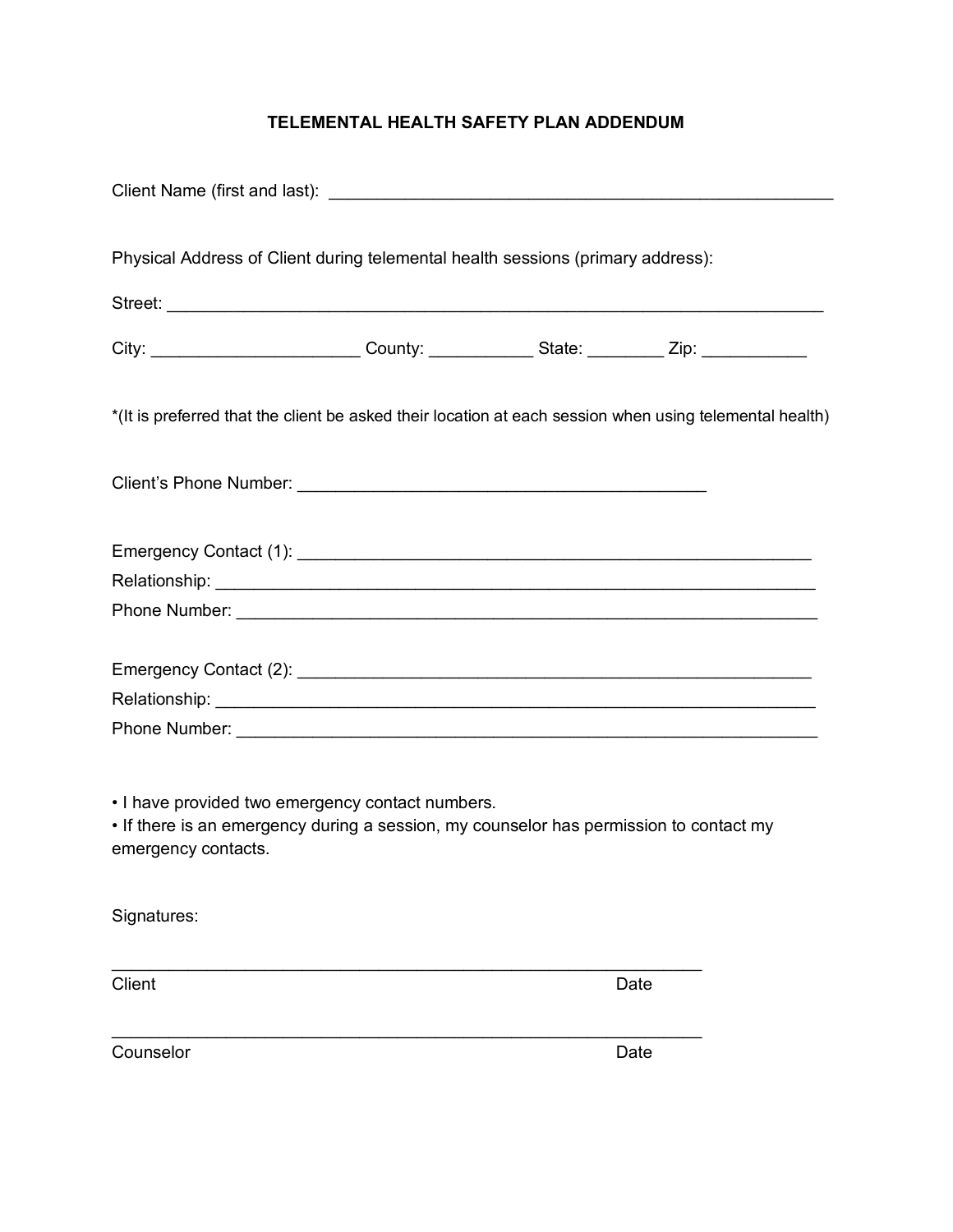# TELEMENTAL HEALTH SAFETY PLAN ADDENDUM

Client Name (first and last): _______________________________________________________

Physical Address of Client during telemental health sessions (primary address):

Street: __________________________________________________________________________

City: ______________________ County: ___________ State: ________ Zip: ___________

*(It is preferred that the client be asked their location at each session when using telemental health)

Client's Phone Number: ____________________________________________

Emergency Contact (1): _______________________________________________________
Relationship: ______________________________________________________________
Phone Number: _____________________________________________________________

Emergency Contact (2): _______________________________________________________
Relationship: ______________________________________________________________
Phone Number: _____________________________________________________________

- I have provided two emergency contact numbers.
- If there is an emergency during a session, my counselor has permission to contact my emergency contacts.

Signatures:

_______________________________________________________________
Client                                                                                                    Date

_______________________________________________________________
Counselor                                                                                               Date